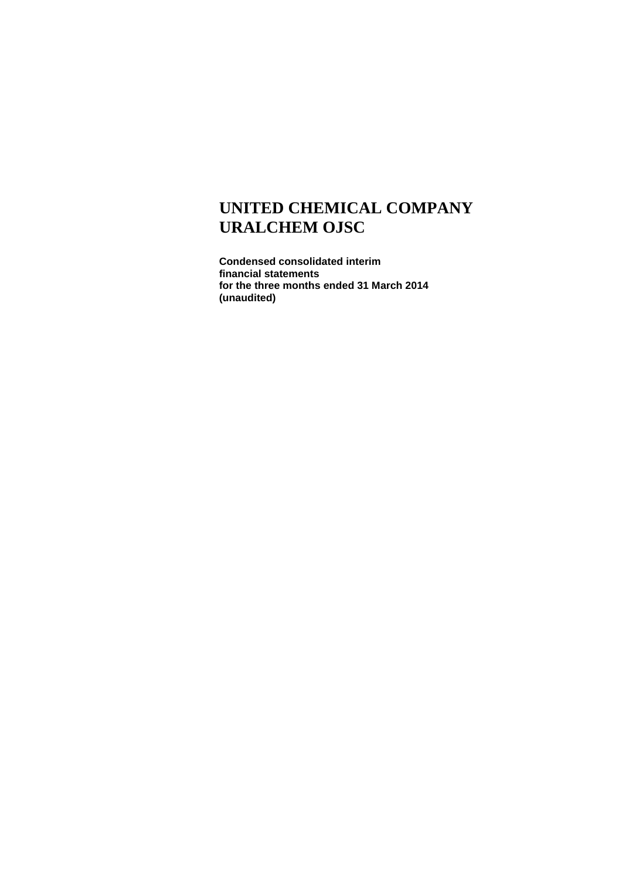# UNITED CHEMICAL COMPANY URALCHEM OJSC

**Condensed consolidated interim financial statements for the three months ended 31 March 2014 (unaudited)**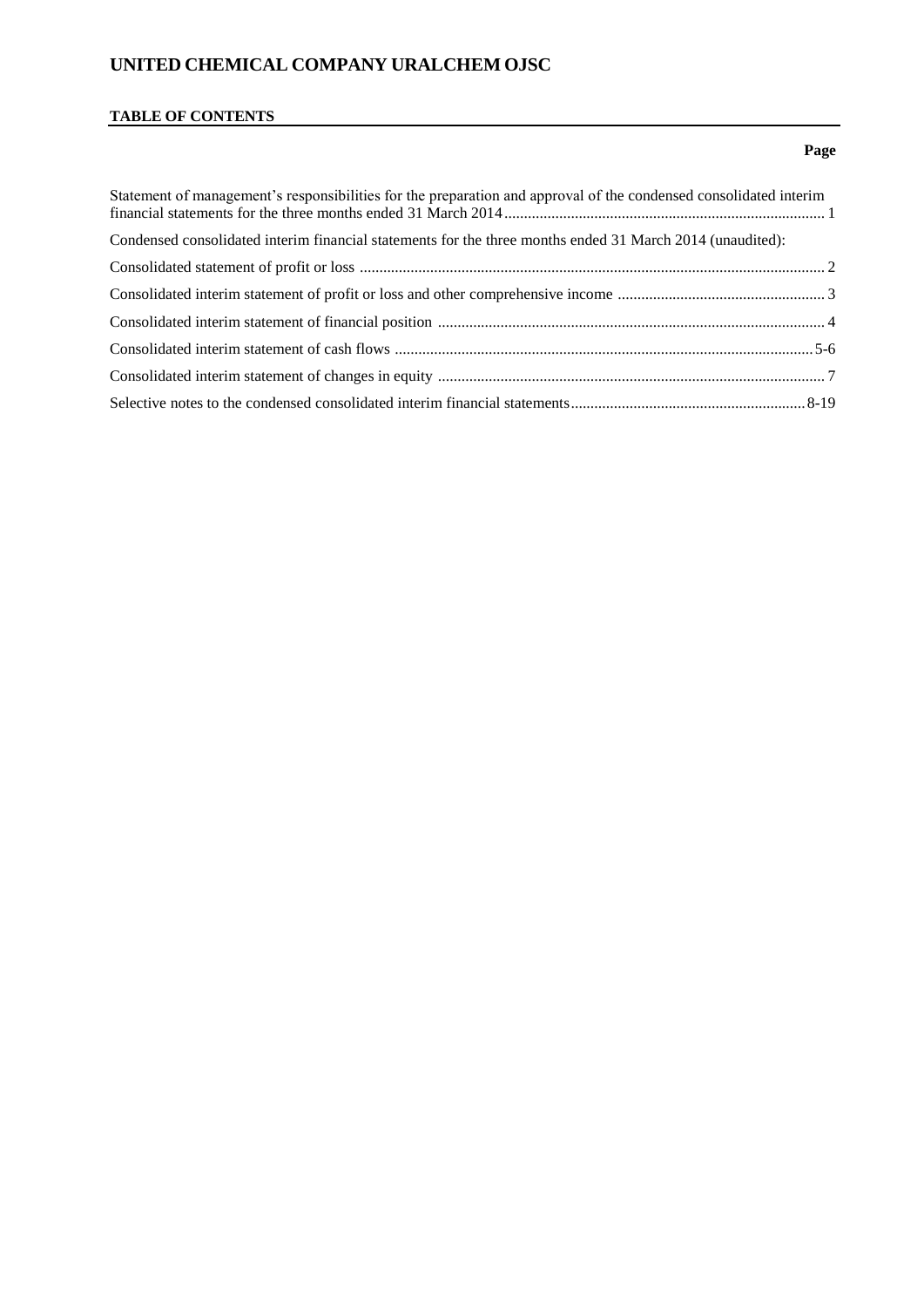# UNITED CHEMICAL COMPANY URALCHEM OJSC

## TABLE OF CONTENTS

| | Page |
|---|---|
| Statement of management's responsibilities for the preparation and approval of the condensed consolidated interim financial statements for the three months ended 31 March 2014 | 1 |
| Condensed consolidated interim financial statements for the three months ended 31 March 2014 (unaudited): | |
| Consolidated statement of profit or loss | 2 |
| Consolidated interim statement of profit or loss and other comprehensive income | 3 |
| Consolidated interim statement of financial position | 4 |
| Consolidated interim statement of cash flows | 5-6 |
| Consolidated interim statement of changes in equity | 7 |
| Selective notes to the condensed consolidated interim financial statements | 8-19 |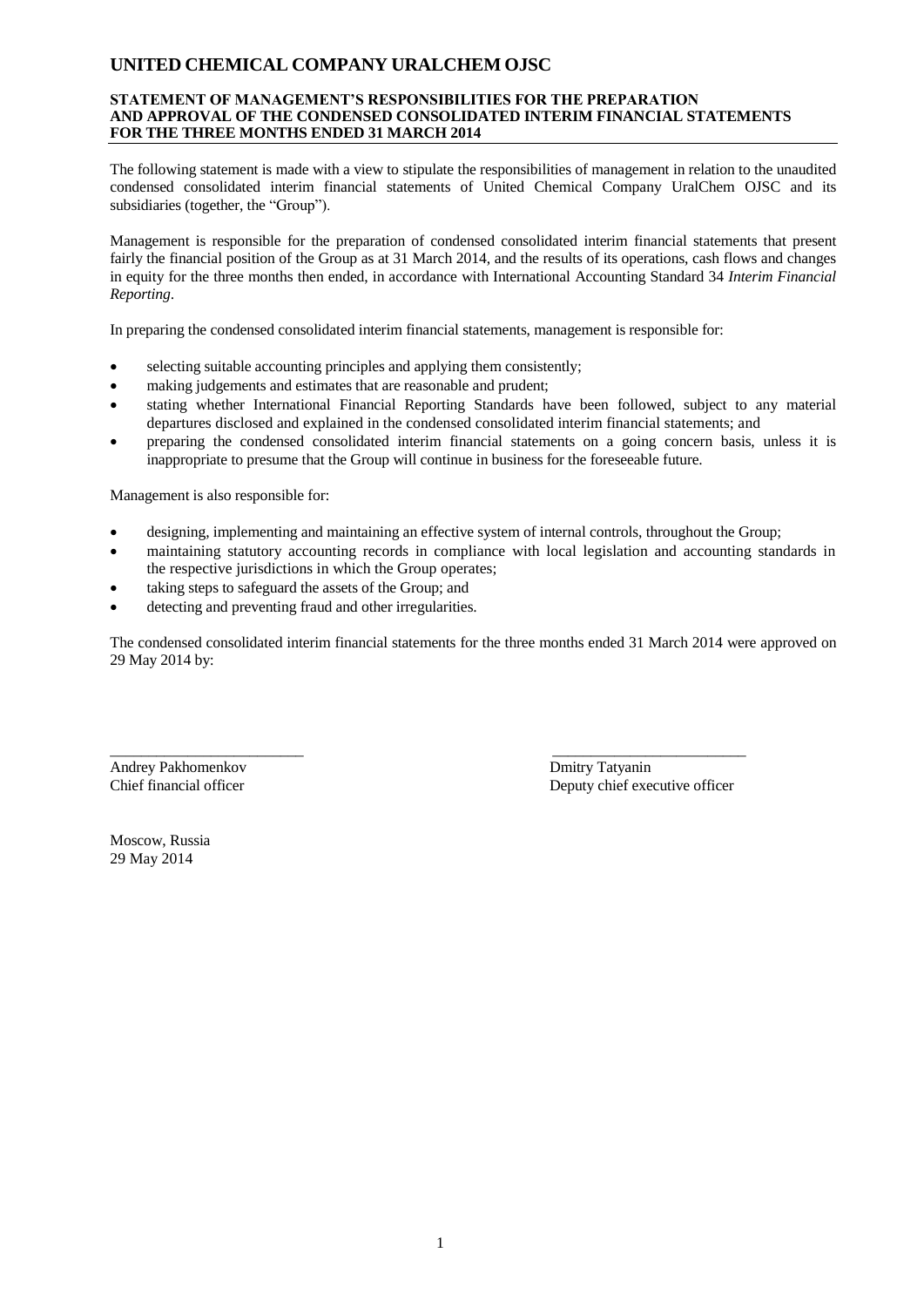# UNITED CHEMICAL COMPANY URALCHEM OJSC

## STATEMENT OF MANAGEMENT'S RESPONSIBILITIES FOR THE PREPARATION AND APPROVAL OF THE CONDENSED CONSOLIDATED INTERIM FINANCIAL STATEMENTS FOR THE THREE MONTHS ENDED 31 MARCH 2014

The following statement is made with a view to stipulate the responsibilities of management in relation to the unaudited condensed consolidated interim financial statements of United Chemical Company UralChem OJSC and its subsidiaries (together, the "Group").

Management is responsible for the preparation of condensed consolidated interim financial statements that present fairly the financial position of the Group as at 31 March 2014, and the results of its operations, cash flows and changes in equity for the three months then ended, in accordance with International Accounting Standard 34 *Interim Financial Reporting*.

In preparing the condensed consolidated interim financial statements, management is responsible for:

- selecting suitable accounting principles and applying them consistently;
- making judgements and estimates that are reasonable and prudent;
- stating whether International Financial Reporting Standards have been followed, subject to any material departures disclosed and explained in the condensed consolidated interim financial statements; and
- preparing the condensed consolidated interim financial statements on a going concern basis, unless it is inappropriate to presume that the Group will continue in business for the foreseeable future.

Management is also responsible for:

- designing, implementing and maintaining an effective system of internal controls, throughout the Group;
- maintaining statutory accounting records in compliance with local legislation and accounting standards in the respective jurisdictions in which the Group operates;
- taking steps to safeguard the assets of the Group; and
- detecting and preventing fraud and other irregularities.

The condensed consolidated interim financial statements for the three months ended 31 March 2014 were approved on 29 May 2014 by:

| \_\_\_\_\_\_\_\_\_\_\_\_\_\_\_\_\_\_\_\_\_\_\_\_\_ | \_\_\_\_\_\_\_\_\_\_\_\_\_\_\_\_\_\_\_\_\_\_\_\_\_ |
|---|---|
| Andrey Pakhomenkov | Dmitry Tatyanin |
| Chief financial officer | Deputy chief executive officer |

Moscow, Russia
29 May 2014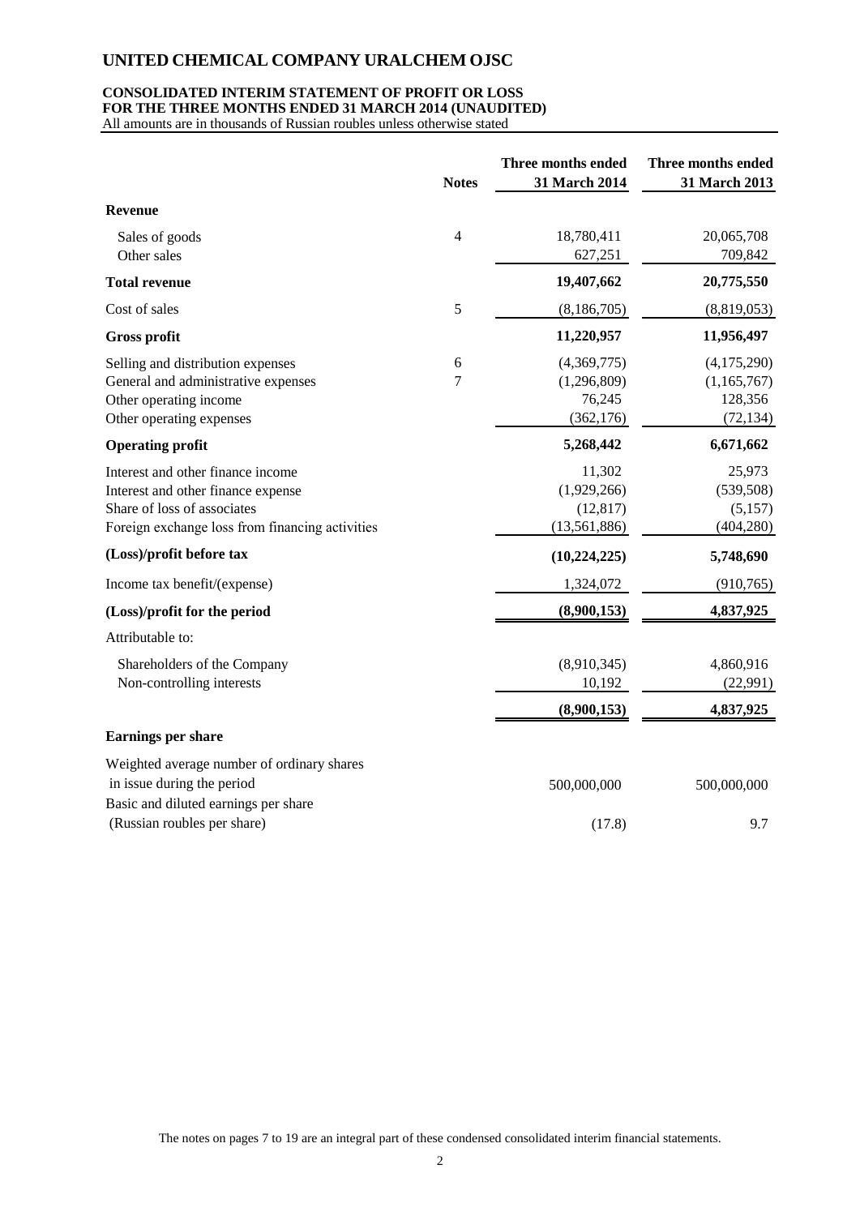# UNITED CHEMICAL COMPANY URALCHEM OJSC

## CONSOLIDATED INTERIM STATEMENT OF PROFIT OR LOSS
## FOR THE THREE MONTHS ENDED 31 MARCH 2014 (UNAUDITED)

All amounts are in thousands of Russian roubles unless otherwise stated

| | Notes | Three months ended 31 March 2014 | Three months ended 31 March 2013 |
|---|---|---|---|
| **Revenue** | | | |
| Sales of goods | 4 | 18,780,411 | 20,065,708 |
| Other sales | | 627,251 | 709,842 |
| **Total revenue** | | **19,407,662** | **20,775,550** |
| Cost of sales | 5 | (8,186,705) | (8,819,053) |
| **Gross profit** | | **11,220,957** | **11,956,497** |
| Selling and distribution expenses | 6 | (4,369,775) | (4,175,290) |
| General and administrative expenses | 7 | (1,296,809) | (1,165,767) |
| Other operating income | | 76,245 | 128,356 |
| Other operating expenses | | (362,176) | (72,134) |
| **Operating profit** | | **5,268,442** | **6,671,662** |
| Interest and other finance income | | 11,302 | 25,973 |
| Interest and other finance expense | | (1,929,266) | (539,508) |
| Share of loss of associates | | (12,817) | (5,157) |
| Foreign exchange loss from financing activities | | (13,561,886) | (404,280) |
| **(Loss)/profit before tax** | | **(10,224,225)** | **5,748,690** |
| Income tax benefit/(expense) | | 1,324,072 | (910,765) |
| **(Loss)/profit for the period** | | **(8,900,153)** | **4,837,925** |
| Attributable to: | | | |
| Shareholders of the Company | | (8,910,345) | 4,860,916 |
| Non-controlling interests | | 10,192 | (22,991) |
| | | **(8,900,153)** | **4,837,925** |
| **Earnings per share** | | | |
| Weighted average number of ordinary shares in issue during the period | | 500,000,000 | 500,000,000 |
| Basic and diluted earnings per share (Russian roubles per share) | | (17.8) | 9.7 |

The notes on pages 7 to 19 are an integral part of these condensed consolidated interim financial statements.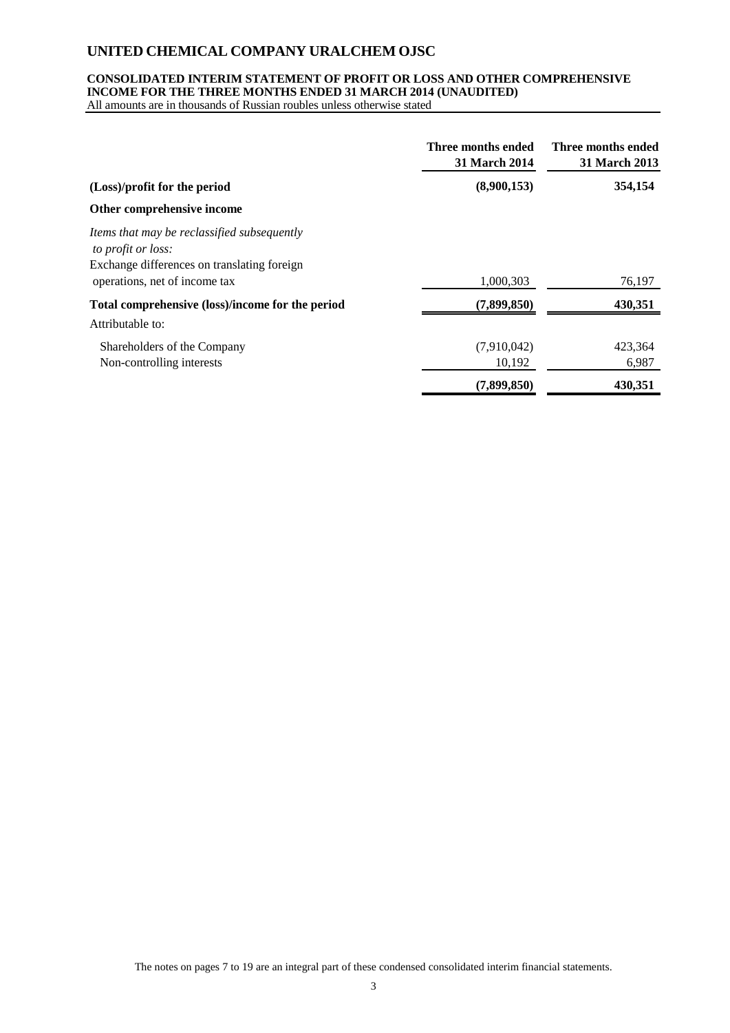# UNITED CHEMICAL COMPANY URALCHEM OJSC

**CONSOLIDATED INTERIM STATEMENT OF PROFIT OR LOSS AND OTHER COMPREHENSIVE INCOME FOR THE THREE MONTHS ENDED 31 MARCH 2014 (UNAUDITED)**
All amounts are in thousands of Russian roubles unless otherwise stated

| | Three months ended 31 March 2014 | Three months ended 31 March 2013 |
|---|---|---|
| **(Loss)/profit for the period** | **(8,900,153)** | **354,154** |
| **Other comprehensive income** | | |
| *Items that may be reclassified subsequently to profit or loss:* | | |
| Exchange differences on translating foreign operations, net of income tax | 1,000,303 | 76,197 |
| **Total comprehensive (loss)/income for the period** | **(7,899,850)** | **430,351** |
| Attributable to: | | |
| Shareholders of the Company | (7,910,042) | 423,364 |
| Non-controlling interests | 10,192 | 6,987 |
| | **(7,899,850)** | **430,351** |

The notes on pages 7 to 19 are an integral part of these condensed consolidated interim financial statements.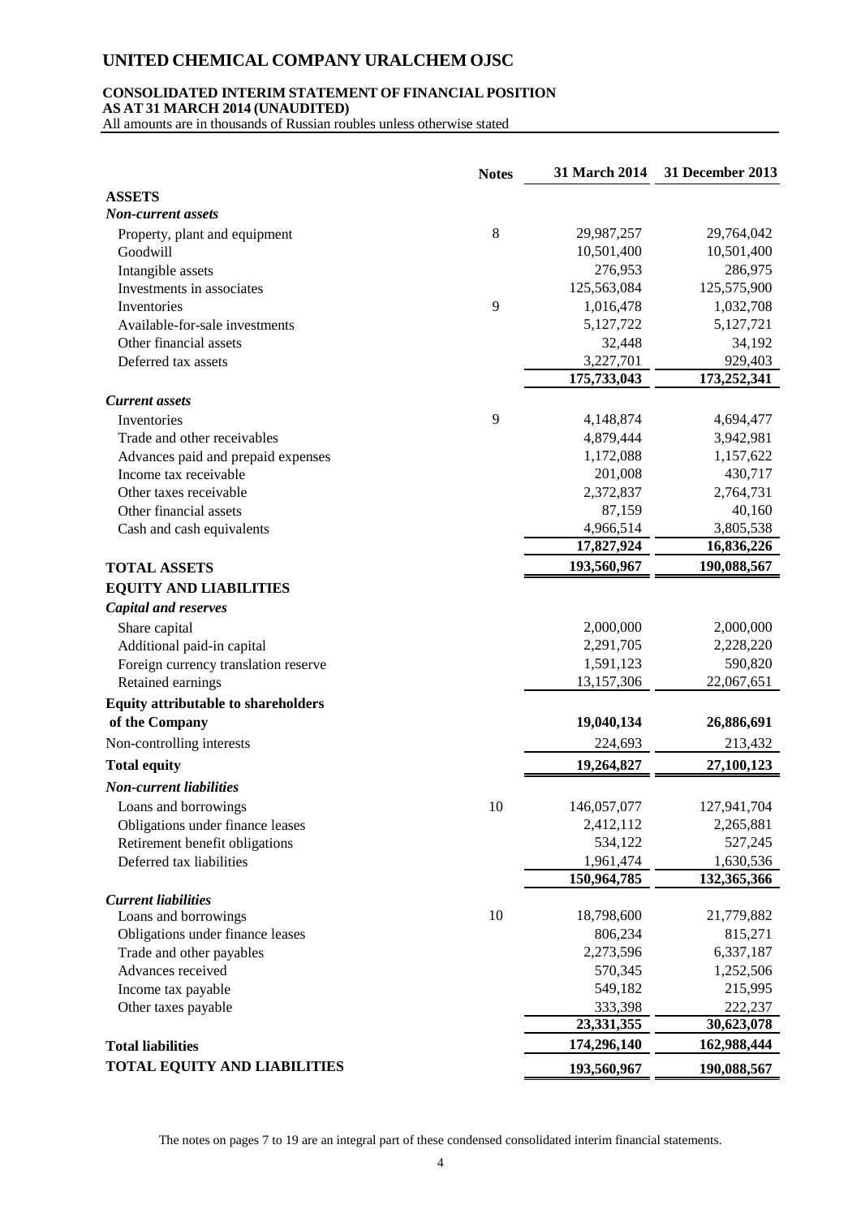# UNITED CHEMICAL COMPANY URALCHEM OJSC

## CONSOLIDATED INTERIM STATEMENT OF FINANCIAL POSITION
## AS AT 31 MARCH 2014 (UNAUDITED)

All amounts are in thousands of Russian roubles unless otherwise stated

| | Notes | 31 March 2014 | 31 December 2013 |
|---|---|---|---|
| **ASSETS** | | | |
| ***Non-current assets*** | | | |
| Property, plant and equipment | 8 | 29,987,257 | 29,764,042 |
| Goodwill | | 10,501,400 | 10,501,400 |
| Intangible assets | | 276,953 | 286,975 |
| Investments in associates | | 125,563,084 | 125,575,900 |
| Inventories | 9 | 1,016,478 | 1,032,708 |
| Available-for-sale investments | | 5,127,722 | 5,127,721 |
| Other financial assets | | 32,448 | 34,192 |
| Deferred tax assets | | 3,227,701 | 929,403 |
| | | 175,733,043 | 173,252,341 |
| ***Current assets*** | | | |
| Inventories | 9 | 4,148,874 | 4,694,477 |
| Trade and other receivables | | 4,879,444 | 3,942,981 |
| Advances paid and prepaid expenses | | 1,172,088 | 1,157,622 |
| Income tax receivable | | 201,008 | 430,717 |
| Other taxes receivable | | 2,372,837 | 2,764,731 |
| Other financial assets | | 87,159 | 40,160 |
| Cash and cash equivalents | | 4,966,514 | 3,805,538 |
| | | 17,827,924 | 16,836,226 |
| **TOTAL ASSETS** | | 193,560,967 | 190,088,567 |
| **EQUITY AND LIABILITIES** | | | |
| ***Capital and reserves*** | | | |
| Share capital | | 2,000,000 | 2,000,000 |
| Additional paid-in capital | | 2,291,705 | 2,228,220 |
| Foreign currency translation reserve | | 1,591,123 | 590,820 |
| Retained earnings | | 13,157,306 | 22,067,651 |
| **Equity attributable to shareholders of the Company** | | **19,040,134** | **26,886,691** |
| Non-controlling interests | | 224,693 | 213,432 |
| **Total equity** | | **19,264,827** | **27,100,123** |
| ***Non-current liabilities*** | | | |
| Loans and borrowings | 10 | 146,057,077 | 127,941,704 |
| Obligations under finance leases | | 2,412,112 | 2,265,881 |
| Retirement benefit obligations | | 534,122 | 527,245 |
| Deferred tax liabilities | | 1,961,474 | 1,630,536 |
| | | 150,964,785 | 132,365,366 |
| ***Current liabilities*** | | | |
| Loans and borrowings | 10 | 18,798,600 | 21,779,882 |
| Obligations under finance leases | | 806,234 | 815,271 |
| Trade and other payables | | 2,273,596 | 6,337,187 |
| Advances received | | 570,345 | 1,252,506 |
| Income tax payable | | 549,182 | 215,995 |
| Other taxes payable | | 333,398 | 222,237 |
| | | 23,331,355 | 30,623,078 |
| **Total liabilities** | | 174,296,140 | 162,988,444 |
| **TOTAL EQUITY AND LIABILITIES** | | 193,560,967 | 190,088,567 |

The notes on pages 7 to 19 are an integral part of these condensed consolidated interim financial statements.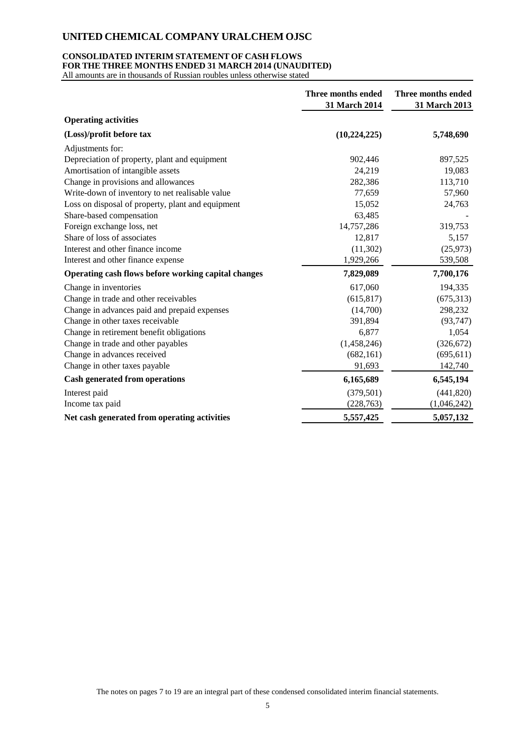# UNITED CHEMICAL COMPANY URALCHEM OJSC

**CONSOLIDATED INTERIM STATEMENT OF CASH FLOWS**
**FOR THE THREE MONTHS ENDED 31 MARCH 2014 (UNAUDITED)**
All amounts are in thousands of Russian roubles unless otherwise stated

| | Three months ended 31 March 2014 | Three months ended 31 March 2013 |
|---|---|---|
| **Operating activities** | | |
| **(Loss)/profit before tax** | **(10,224,225)** | **5,748,690** |
| Adjustments for: | | |
| Depreciation of property, plant and equipment | 902,446 | 897,525 |
| Amortisation of intangible assets | 24,219 | 19,083 |
| Change in provisions and allowances | 282,386 | 113,710 |
| Write-down of inventory to net realisable value | 77,659 | 57,960 |
| Loss on disposal of property, plant and equipment | 15,052 | 24,763 |
| Share-based compensation | 63,485 | - |
| Foreign exchange loss, net | 14,757,286 | 319,753 |
| Share of loss of associates | 12,817 | 5,157 |
| Interest and other finance income | (11,302) | (25,973) |
| Interest and other finance expense | 1,929,266 | 539,508 |
| **Operating cash flows before working capital changes** | **7,829,089** | **7,700,176** |
| Change in inventories | 617,060 | 194,335 |
| Change in trade and other receivables | (615,817) | (675,313) |
| Change in advances paid and prepaid expenses | (14,700) | 298,232 |
| Change in other taxes receivable | 391,894 | (93,747) |
| Change in retirement benefit obligations | 6,877 | 1,054 |
| Change in trade and other payables | (1,458,246) | (326,672) |
| Change in advances received | (682,161) | (695,611) |
| Change in other taxes payable | 91,693 | 142,740 |
| **Cash generated from operations** | **6,165,689** | **6,545,194** |
| Interest paid | (379,501) | (441,820) |
| Income tax paid | (228,763) | (1,046,242) |
| **Net cash generated from operating activities** | **5,557,425** | **5,057,132** |

The notes on pages 7 to 19 are an integral part of these condensed consolidated interim financial statements.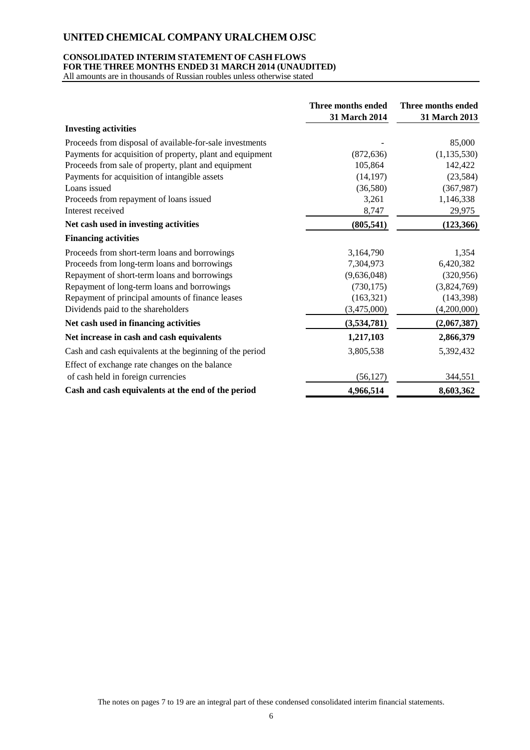# UNITED CHEMICAL COMPANY URALCHEM OJSC

**CONSOLIDATED INTERIM STATEMENT OF CASH FLOWS**
**FOR THE THREE MONTHS ENDED 31 MARCH 2014 (UNAUDITED)**
All amounts are in thousands of Russian roubles unless otherwise stated

| | Three months ended 31 March 2014 | Three months ended 31 March 2013 |
|---|---|---|
| **Investing activities** | | |
| Proceeds from disposal of available-for-sale investments | - | 85,000 |
| Payments for acquisition of property, plant and equipment | (872,636) | (1,135,530) |
| Proceeds from sale of property, plant and equipment | 105,864 | 142,422 |
| Payments for acquisition of intangible assets | (14,197) | (23,584) |
| Loans issued | (36,580) | (367,987) |
| Proceeds from repayment of loans issued | 3,261 | 1,146,338 |
| Interest received | 8,747 | 29,975 |
| **Net cash used in investing activities** | **(805,541)** | **(123,366)** |
| **Financing activities** | | |
| Proceeds from short-term loans and borrowings | 3,164,790 | 1,354 |
| Proceeds from long-term loans and borrowings | 7,304,973 | 6,420,382 |
| Repayment of short-term loans and borrowings | (9,636,048) | (320,956) |
| Repayment of long-term loans and borrowings | (730,175) | (3,824,769) |
| Repayment of principal amounts of finance leases | (163,321) | (143,398) |
| Dividends paid to the shareholders | (3,475,000) | (4,200,000) |
| **Net cash used in financing activities** | **(3,534,781)** | **(2,067,387)** |
| **Net increase in cash and cash equivalents** | **1,217,103** | **2,866,379** |
| Cash and cash equivalents at the beginning of the period | 3,805,538 | 5,392,432 |
| Effect of exchange rate changes on the balance of cash held in foreign currencies | (56,127) | 344,551 |
| **Cash and cash equivalents at the end of the period** | **4,966,514** | **8,603,362** |

The notes on pages 7 to 19 are an integral part of these condensed consolidated interim financial statements.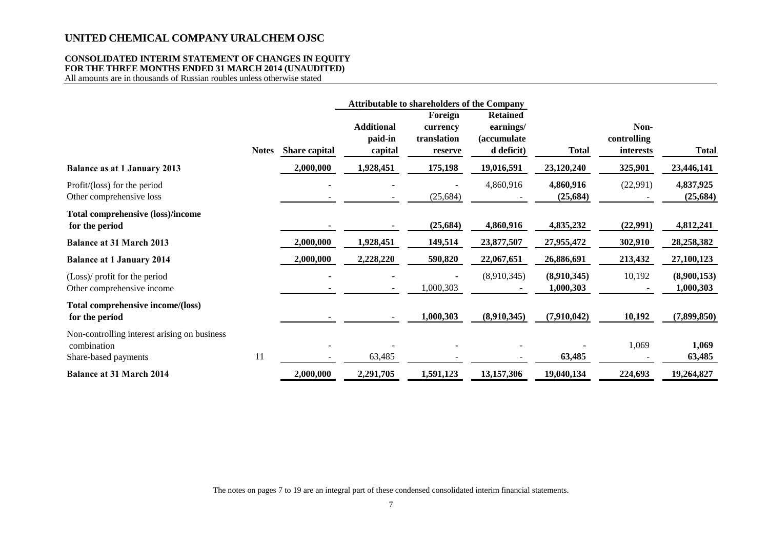# UNITED CHEMICAL COMPANY URALCHEM OJSC

**CONSOLIDATED INTERIM STATEMENT OF CHANGES IN EQUITY**
**FOR THE THREE MONTHS ENDED 31 MARCH 2014 (UNAUDITED)**
All amounts are in thousands of Russian roubles unless otherwise stated

| | | Attributable to shareholders of the Company | | | | | | |
|---|---|---|---|---|---|---|---|---|
| | **Notes** | **Share capital** | **Additional paid-in capital** | **Foreign currency translation reserve** | **Retained earnings/ (accumulated deficit)** | **Total** | **Non-controlling interests** | **Total** |
| **Balance as at 1 January 2013** | | **2,000,000** | **1,928,451** | **175,198** | **19,016,591** | **23,120,240** | **325,901** | **23,446,141** |
| Profit/(loss) for the period | | - | - | - | 4,860,916 | **4,860,916** | (22,991) | **4,837,925** |
| Other comprehensive loss | | - | - | (25,684) | - | **(25,684)** | - | **(25,684)** |
| **Total comprehensive (loss)/income for the period** | | **-** | **-** | **(25,684)** | **4,860,916** | **4,835,232** | **(22,991)** | **4,812,241** |
| **Balance at 31 March 2013** | | **2,000,000** | **1,928,451** | **149,514** | **23,877,507** | **27,955,472** | **302,910** | **28,258,382** |
| **Balance at 1 January 2014** | | **2,000,000** | **2,228,220** | **590,820** | **22,067,651** | **26,886,691** | **213,432** | **27,100,123** |
| (Loss)/ profit for the period | | - | - | - | (8,910,345) | **(8,910,345)** | 10,192 | **(8,900,153)** |
| Other comprehensive income | | - | - | 1,000,303 | - | **1,000,303** | - | **1,000,303** |
| **Total comprehensive income/(loss) for the period** | | **-** | **-** | **1,000,303** | **(8,910,345)** | **(7,910,042)** | **10,192** | **(7,899,850)** |
| Non-controlling interest arising on business combination | | - | - | - | - | **-** | 1,069 | **1,069** |
| Share-based payments | 11 | - | 63,485 | - | - | **63,485** | - | **63,485** |
| **Balance at 31 March 2014** | | **2,000,000** | **2,291,705** | **1,591,123** | **13,157,306** | **19,040,134** | **224,693** | **19,264,827** |

The notes on pages 7 to 19 are an integral part of these condensed consolidated interim financial statements.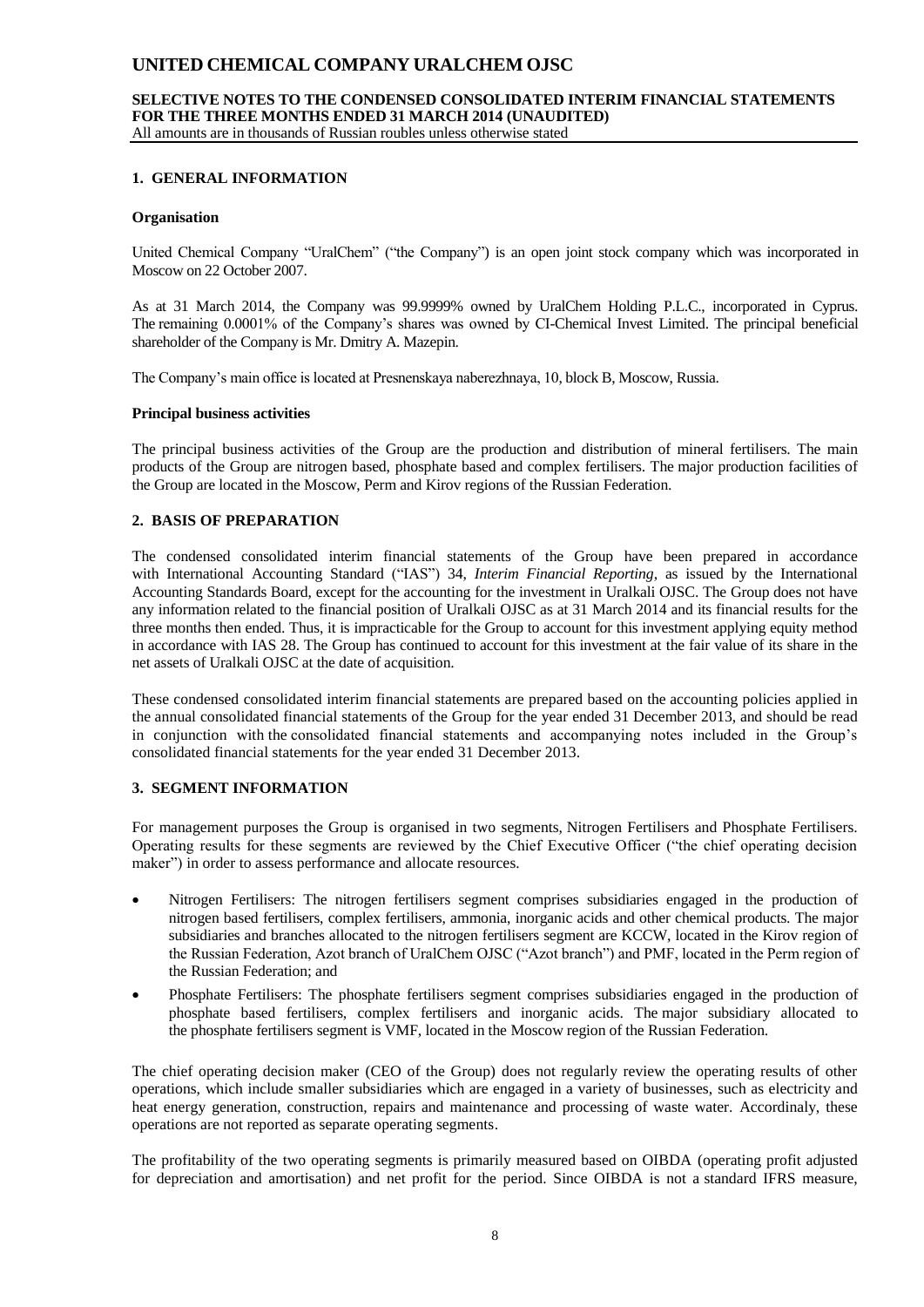# UNITED CHEMICAL COMPANY URALCHEM OJSC

**SELECTIVE NOTES TO THE CONDENSED CONSOLIDATED INTERIM FINANCIAL STATEMENTS FOR THE THREE MONTHS ENDED 31 MARCH 2014 (UNAUDITED)**
All amounts are in thousands of Russian roubles unless otherwise stated

## 1. GENERAL INFORMATION

### Organisation

United Chemical Company "UralChem" ("the Company") is an open joint stock company which was incorporated in Moscow on 22 October 2007.

As at 31 March 2014, the Company was 99.9999% owned by UralChem Holding P.L.C., incorporated in Cyprus. The remaining 0.0001% of the Company's shares was owned by CI-Chemical Invest Limited. The principal beneficial shareholder of the Company is Mr. Dmitry A. Mazepin.

The Company's main office is located at Presnenskaya naberezhnaya, 10, block B, Moscow, Russia.

### Principal business activities

The principal business activities of the Group are the production and distribution of mineral fertilisers. The main products of the Group are nitrogen based, phosphate based and complex fertilisers. The major production facilities of the Group are located in the Moscow, Perm and Kirov regions of the Russian Federation.

## 2. BASIS OF PREPARATION

The condensed consolidated interim financial statements of the Group have been prepared in accordance with International Accounting Standard ("IAS") 34, *Interim Financial Reporting*, as issued by the International Accounting Standards Board, except for the accounting for the investment in Uralkali OJSC. The Group does not have any information related to the financial position of Uralkali OJSC as at 31 March 2014 and its financial results for the three months then ended. Thus, it is impracticable for the Group to account for this investment applying equity method in accordance with IAS 28. The Group has continued to account for this investment at the fair value of its share in the net assets of Uralkali OJSC at the date of acquisition.

These condensed consolidated interim financial statements are prepared based on the accounting policies applied in the annual consolidated financial statements of the Group for the year ended 31 December 2013, and should be read in conjunction with the consolidated financial statements and accompanying notes included in the Group's consolidated financial statements for the year ended 31 December 2013.

## 3. SEGMENT INFORMATION

For management purposes the Group is organised in two segments, Nitrogen Fertilisers and Phosphate Fertilisers. Operating results for these segments are reviewed by the Chief Executive Officer ("the chief operating decision maker") in order to assess performance and allocate resources.

- Nitrogen Fertilisers: The nitrogen fertilisers segment comprises subsidiaries engaged in the production of nitrogen based fertilisers, complex fertilisers, ammonia, inorganic acids and other chemical products. The major subsidiaries and branches allocated to the nitrogen fertilisers segment are KCCW, located in the Kirov region of the Russian Federation, Azot branch of UralChem OJSC ("Azot branch") and PMF, located in the Perm region of the Russian Federation; and
- Phosphate Fertilisers: The phosphate fertilisers segment comprises subsidiaries engaged in the production of phosphate based fertilisers, complex fertilisers and inorganic acids. The major subsidiary allocated to the phosphate fertilisers segment is VMF, located in the Moscow region of the Russian Federation.

The chief operating decision maker (CEO of the Group) does not regularly review the operating results of other operations, which include smaller subsidiaries which are engaged in a variety of businesses, such as electricity and heat energy generation, construction, repairs and maintenance and processing of waste water. Accordinaly, these operations are not reported as separate operating segments.

The profitability of the two operating segments is primarily measured based on OIBDA (operating profit adjusted for depreciation and amortisation) and net profit for the period. Since OIBDA is not a standard IFRS measure,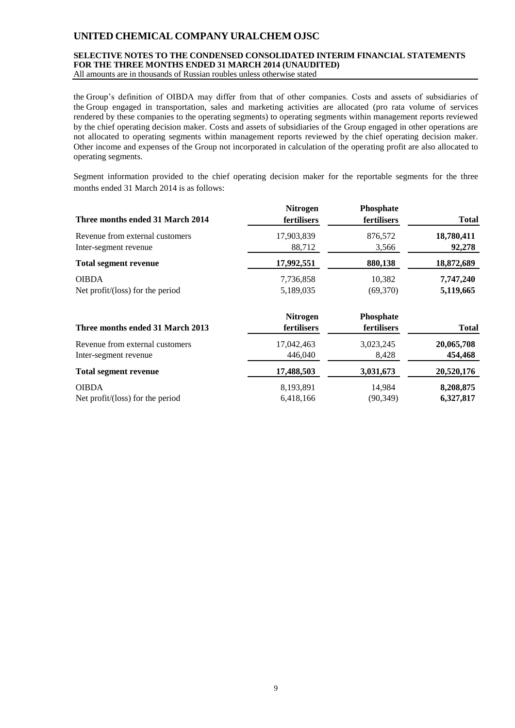the Group's definition of OIBDA may differ from that of other companies. Costs and assets of subsidiaries of the Group engaged in transportation, sales and marketing activities are allocated (pro rata volume of services rendered by these companies to the operating segments) to operating segments within management reports reviewed by the chief operating decision maker. Costs and assets of subsidiaries of the Group engaged in other operations are not allocated to operating segments within management reports reviewed by the chief operating decision maker. Other income and expenses of the Group not incorporated in calculation of the operating profit are also allocated to operating segments.

Segment information provided to the chief operating decision maker for the reportable segments for the three months ended 31 March 2014 is as follows:

| Three months ended 31 March 2014 | Nitrogen fertilisers | Phosphate fertilisers | Total |
|---|---|---|---|
| Revenue from external customers | 17,903,839 | 876,572 | **18,780,411** |
| Inter-segment revenue | 88,712 | 3,566 | **92,278** |
| **Total segment revenue** | **17,992,551** | **880,138** | **18,872,689** |
| OIBDA | 7,736,858 | 10,382 | **7,747,240** |
| Net profit/(loss) for the period | 5,189,035 | (69,370) | **5,119,665** |

| Three months ended 31 March 2013 | Nitrogen fertilisers | Phosphate fertilisers | Total |
|---|---|---|---|
| Revenue from external customers | 17,042,463 | 3,023,245 | **20,065,708** |
| Inter-segment revenue | 446,040 | 8,428 | **454,468** |
| **Total segment revenue** | **17,488,503** | **3,031,673** | **20,520,176** |
| OIBDA | 8,193,891 | 14,984 | **8,208,875** |
| Net profit/(loss) for the period | 6,418,166 | (90,349) | **6,327,817** |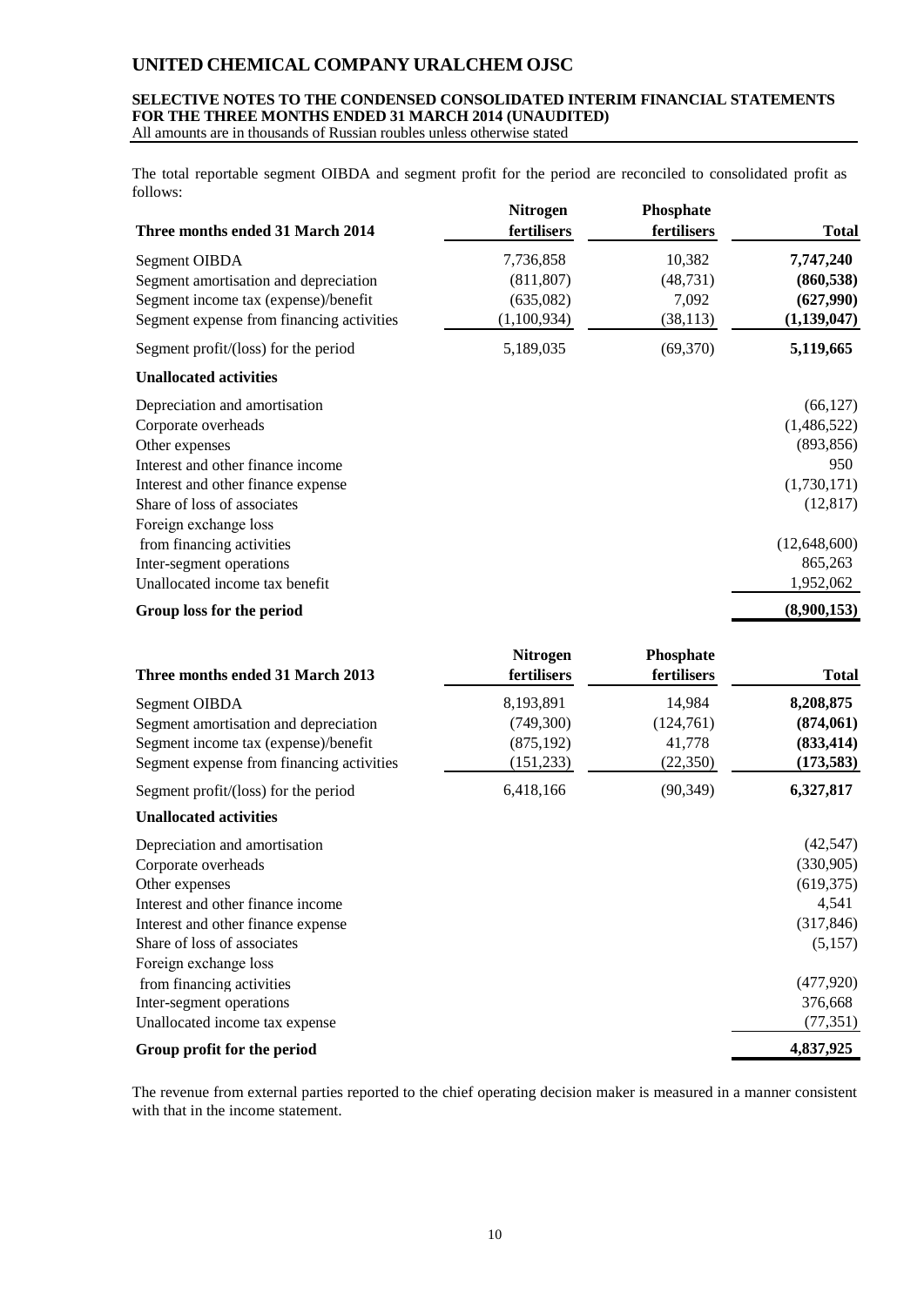The total reportable segment OIBDA and segment profit for the period are reconciled to consolidated profit as follows:

| Three months ended 31 March 2014 | Nitrogen fertilisers | Phosphate fertilisers | Total |
|---|---|---|---|
| Segment OIBDA | 7,736,858 | 10,382 | **7,747,240** |
| Segment amortisation and depreciation | (811,807) | (48,731) | **(860,538)** |
| Segment income tax (expense)/benefit | (635,082) | 7,092 | **(627,990)** |
| Segment expense from financing activities | (1,100,934) | (38,113) | **(1,139,047)** |
| Segment profit/(loss) for the period | 5,189,035 | (69,370) | **5,119,665** |
| **Unallocated activities** | | | |
| Depreciation and amortisation | | | (66,127) |
| Corporate overheads | | | (1,486,522) |
| Other expenses | | | (893,856) |
| Interest and other finance income | | | 950 |
| Interest and other finance expense | | | (1,730,171) |
| Share of loss of associates | | | (12,817) |
| Foreign exchange loss from financing activities | | | (12,648,600) |
| Inter-segment operations | | | 865,263 |
| Unallocated income tax benefit | | | 1,952,062 |
| **Group loss for the period** | | | **(8,900,153)** |

| Three months ended 31 March 2013 | Nitrogen fertilisers | Phosphate fertilisers | Total |
|---|---|---|---|
| Segment OIBDA | 8,193,891 | 14,984 | **8,208,875** |
| Segment amortisation and depreciation | (749,300) | (124,761) | **(874,061)** |
| Segment income tax (expense)/benefit | (875,192) | 41,778 | **(833,414)** |
| Segment expense from financing activities | (151,233) | (22,350) | **(173,583)** |
| Segment profit/(loss) for the period | 6,418,166 | (90,349) | **6,327,817** |
| **Unallocated activities** | | | |
| Depreciation and amortisation | | | (42,547) |
| Corporate overheads | | | (330,905) |
| Other expenses | | | (619,375) |
| Interest and other finance income | | | 4,541 |
| Interest and other finance expense | | | (317,846) |
| Share of loss of associates | | | (5,157) |
| Foreign exchange loss from financing activities | | | (477,920) |
| Inter-segment operations | | | 376,668 |
| Unallocated income tax expense | | | (77,351) |
| **Group profit for the period** | | | **4,837,925** |

The revenue from external parties reported to the chief operating decision maker is measured in a manner consistent with that in the income statement.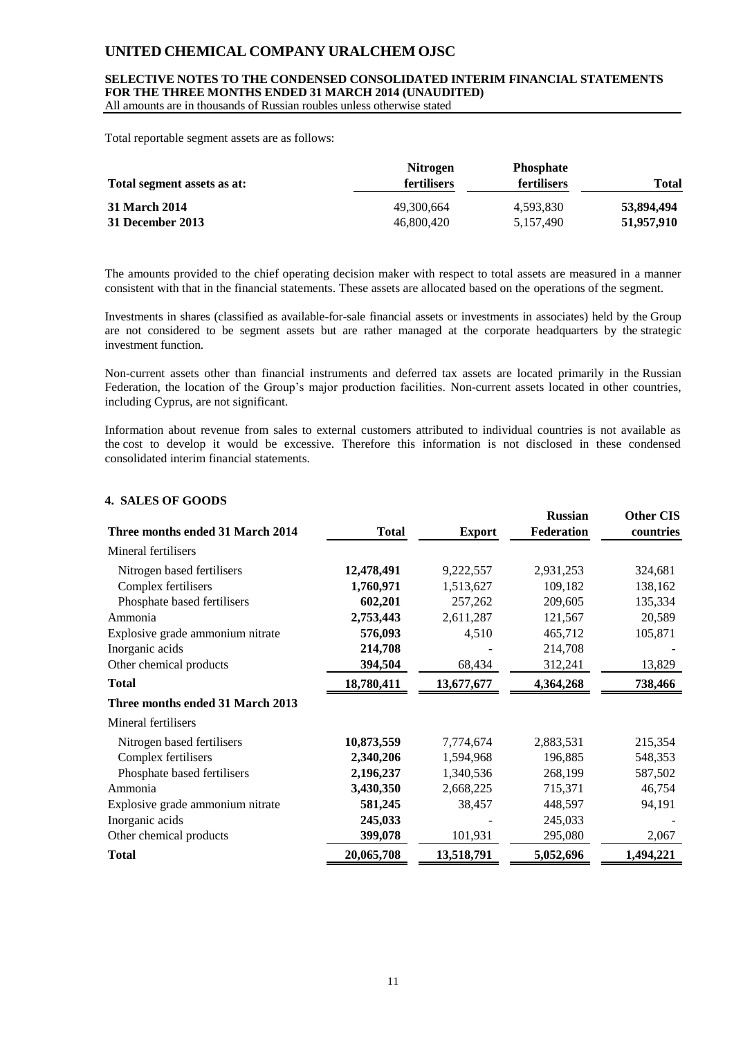Total reportable segment assets are as follows:

| Total segment assets as at: | Nitrogen fertilisers | Phosphate fertilisers | Total |
|---|---|---|---|
| **31 March 2014** | 49,300,664 | 4,593,830 | **53,894,494** |
| **31 December 2013** | 46,800,420 | 5,157,490 | **51,957,910** |

The amounts provided to the chief operating decision maker with respect to total assets are measured in a manner consistent with that in the financial statements. These assets are allocated based on the operations of the segment.

Investments in shares (classified as available-for-sale financial assets or investments in associates) held by the Group are not considered to be segment assets but are rather managed at the corporate headquarters by the strategic investment function.

Non-current assets other than financial instruments and deferred tax assets are located primarily in the Russian Federation, the location of the Group's major production facilities. Non-current assets located in other countries, including Cyprus, are not significant.

Information about revenue from sales to external customers attributed to individual countries is not available as the cost to develop it would be excessive. Therefore this information is not disclosed in these condensed consolidated interim financial statements.

## 4. SALES OF GOODS

| Three months ended 31 March 2014 | Total | Export | Russian Federation | Other CIS countries |
|---|---|---|---|---|
| Mineral fertilisers | | | | |
| Nitrogen based fertilisers | **12,478,491** | 9,222,557 | 2,931,253 | 324,681 |
| Complex fertilisers | **1,760,971** | 1,513,627 | 109,182 | 138,162 |
| Phosphate based fertilisers | **602,201** | 257,262 | 209,605 | 135,334 |
| Ammonia | **2,753,443** | 2,611,287 | 121,567 | 20,589 |
| Explosive grade ammonium nitrate | **576,093** | 4,510 | 465,712 | 105,871 |
| Inorganic acids | **214,708** | - | 214,708 | - |
| Other chemical products | **394,504** | 68,434 | 312,241 | 13,829 |
| **Total** | **18,780,411** | **13,677,677** | **4,364,268** | **738,466** |
| **Three months ended 31 March 2013** | | | | |
| Mineral fertilisers | | | | |
| Nitrogen based fertilisers | **10,873,559** | 7,774,674 | 2,883,531 | 215,354 |
| Complex fertilisers | **2,340,206** | 1,594,968 | 196,885 | 548,353 |
| Phosphate based fertilisers | **2,196,237** | 1,340,536 | 268,199 | 587,502 |
| Ammonia | **3,430,350** | 2,668,225 | 715,371 | 46,754 |
| Explosive grade ammonium nitrate | **581,245** | 38,457 | 448,597 | 94,191 |
| Inorganic acids | **245,033** | - | 245,033 | - |
| Other chemical products | **399,078** | 101,931 | 295,080 | 2,067 |
| **Total** | **20,065,708** | **13,518,791** | **5,052,696** | **1,494,221** |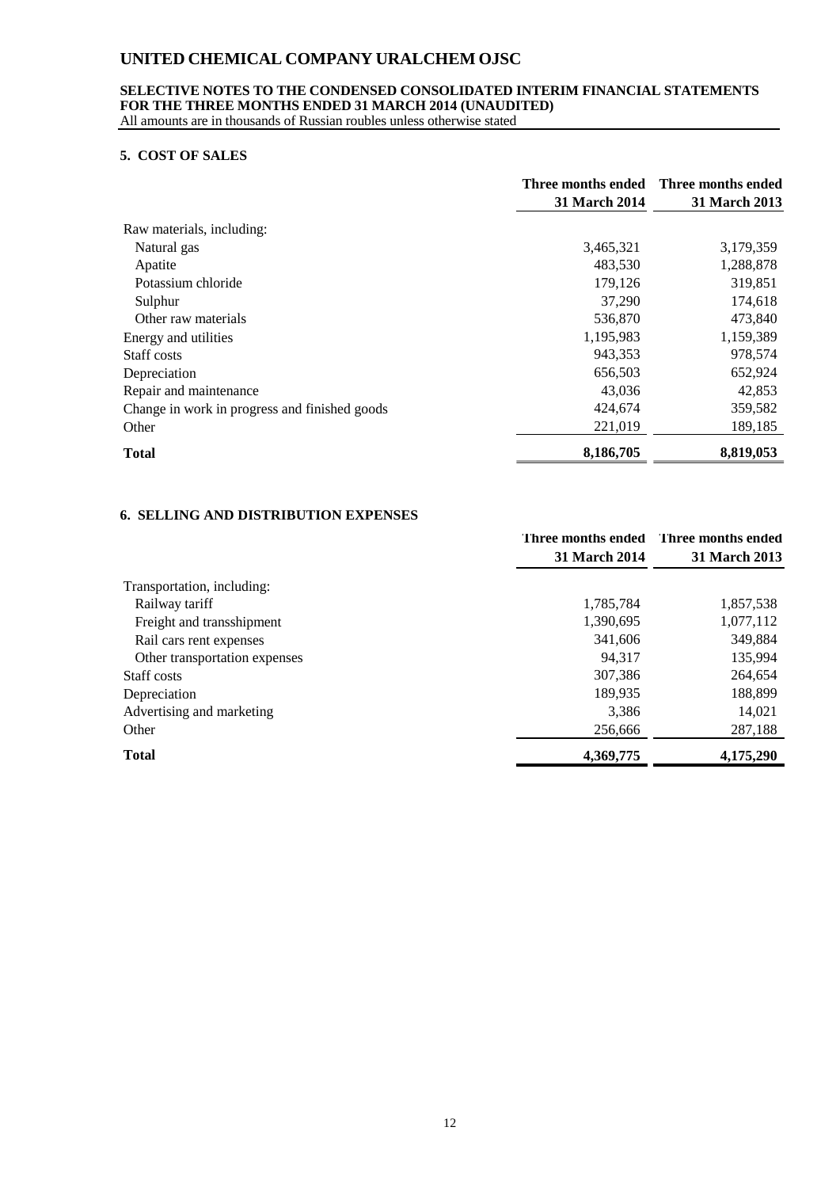## 5. COST OF SALES

| | Three months ended 31 March 2014 | Three months ended 31 March 2013 |
|---|---|---|
| Raw materials, including: | | |
| Natural gas | 3,465,321 | 3,179,359 |
| Apatite | 483,530 | 1,288,878 |
| Potassium chloride | 179,126 | 319,851 |
| Sulphur | 37,290 | 174,618 |
| Other raw materials | 536,870 | 473,840 |
| Energy and utilities | 1,195,983 | 1,159,389 |
| Staff costs | 943,353 | 978,574 |
| Depreciation | 656,503 | 652,924 |
| Repair and maintenance | 43,036 | 42,853 |
| Change in work in progress and finished goods | 424,674 | 359,582 |
| Other | 221,019 | 189,185 |
| **Total** | **8,186,705** | **8,819,053** |

## 6. SELLING AND DISTRIBUTION EXPENSES

| | Three months ended 31 March 2014 | Three months ended 31 March 2013 |
|---|---|---|
| Transportation, including: | | |
| Railway tariff | 1,785,784 | 1,857,538 |
| Freight and transshipment | 1,390,695 | 1,077,112 |
| Rail cars rent expenses | 341,606 | 349,884 |
| Other transportation expenses | 94,317 | 135,994 |
| Staff costs | 307,386 | 264,654 |
| Depreciation | 189,935 | 188,899 |
| Advertising and marketing | 3,386 | 14,021 |
| Other | 256,666 | 287,188 |
| **Total** | **4,369,775** | **4,175,290** |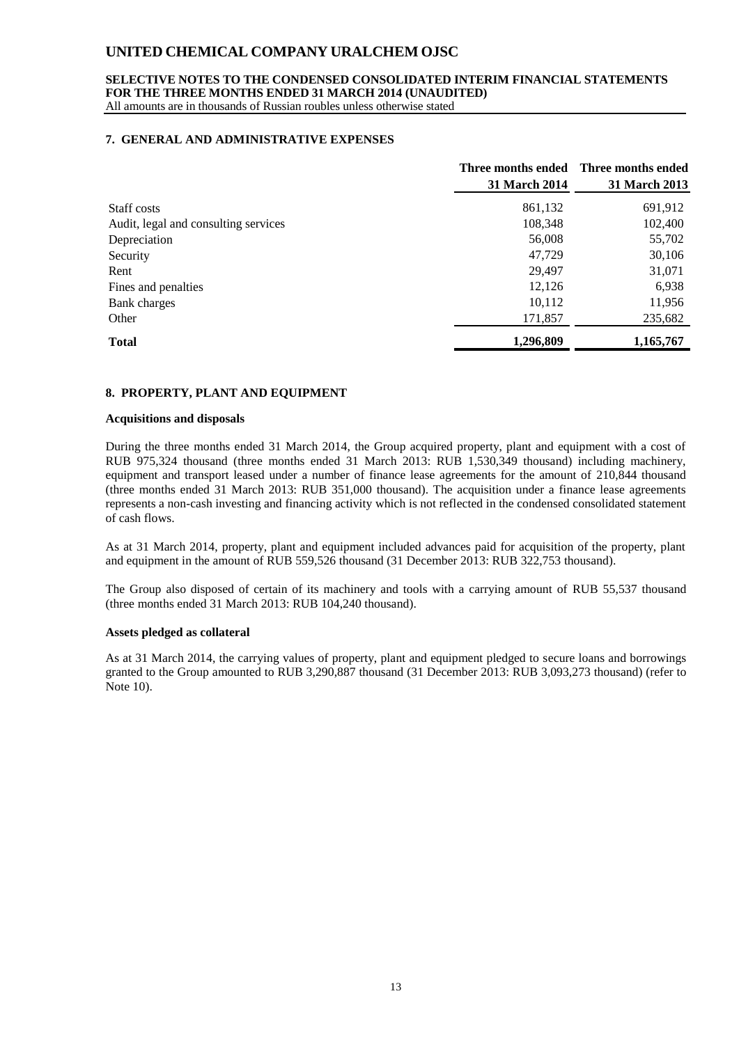## 7. GENERAL AND ADMINISTRATIVE EXPENSES

| | Three months ended 31 March 2014 | Three months ended 31 March 2013 |
|---|---|---|
| Staff costs | 861,132 | 691,912 |
| Audit, legal and consulting services | 108,348 | 102,400 |
| Depreciation | 56,008 | 55,702 |
| Security | 47,729 | 30,106 |
| Rent | 29,497 | 31,071 |
| Fines and penalties | 12,126 | 6,938 |
| Bank charges | 10,112 | 11,956 |
| Other | 171,857 | 235,682 |
| **Total** | **1,296,809** | **1,165,767** |

## 8. PROPERTY, PLANT AND EQUIPMENT

### Acquisitions and disposals

During the three months ended 31 March 2014, the Group acquired property, plant and equipment with a cost of RUB 975,324 thousand (three months ended 31 March 2013: RUB 1,530,349 thousand) including machinery, equipment and transport leased under a number of finance lease agreements for the amount of 210,844 thousand (three months ended 31 March 2013: RUB 351,000 thousand). The acquisition under a finance lease agreements represents a non-cash investing and financing activity which is not reflected in the condensed consolidated statement of cash flows.

As at 31 March 2014, property, plant and equipment included advances paid for acquisition of the property, plant and equipment in the amount of RUB 559,526 thousand (31 December 2013: RUB 322,753 thousand).

The Group also disposed of certain of its machinery and tools with a carrying amount of RUB 55,537 thousand (three months ended 31 March 2013: RUB 104,240 thousand).

### Assets pledged as collateral

As at 31 March 2014, the carrying values of property, plant and equipment pledged to secure loans and borrowings granted to the Group amounted to RUB 3,290,887 thousand (31 December 2013: RUB 3,093,273 thousand) (refer to Note 10).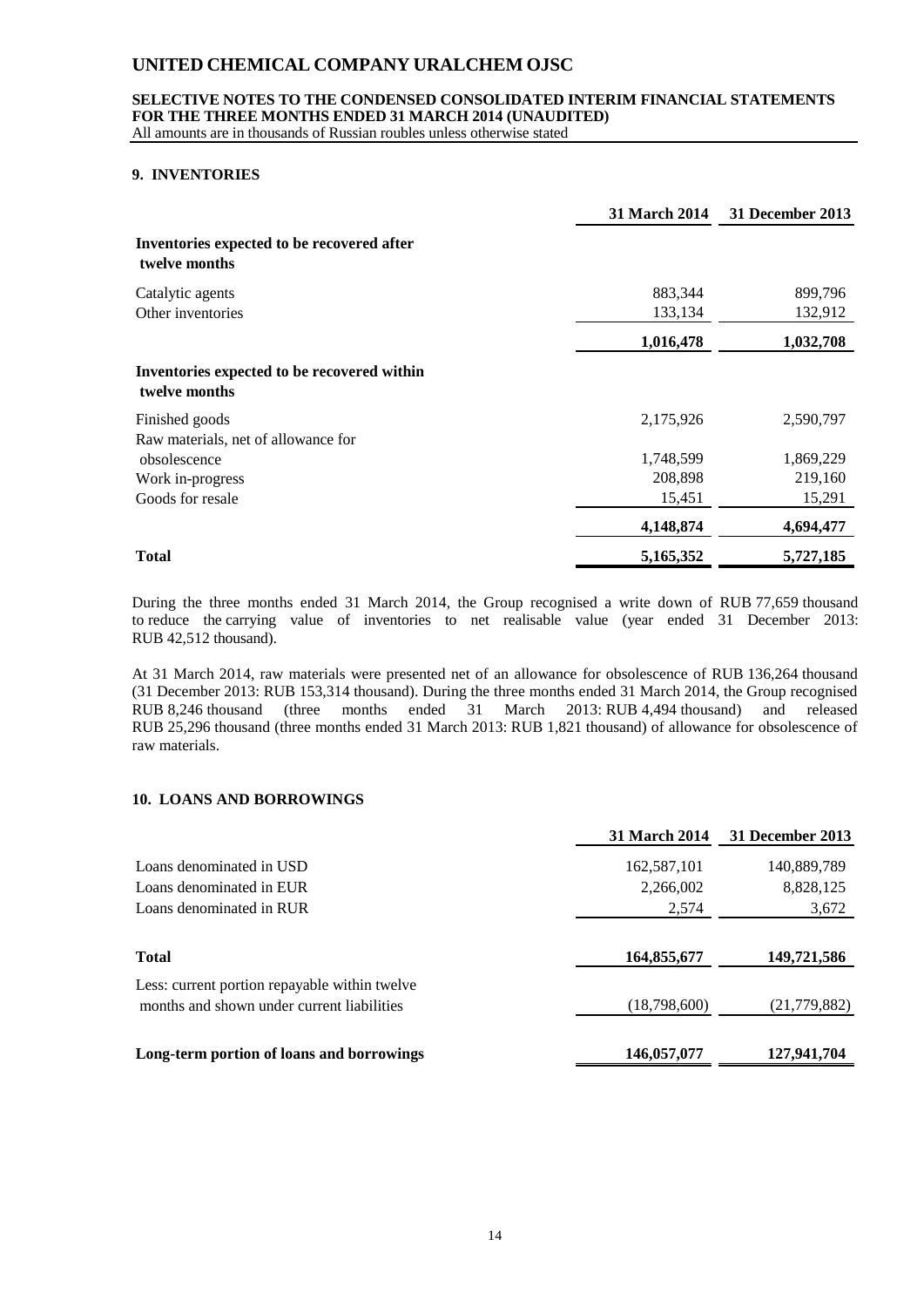## 9. INVENTORIES

| | 31 March 2014 | 31 December 2013 |
|---|---|---|
| **Inventories expected to be recovered after twelve months** | | |
| Catalytic agents | 883,344 | 899,796 |
| Other inventories | 133,134 | 132,912 |
| | **1,016,478** | **1,032,708** |
| **Inventories expected to be recovered within twelve months** | | |
| Finished goods | 2,175,926 | 2,590,797 |
| Raw materials, net of allowance for obsolescence | 1,748,599 | 1,869,229 |
| Work in-progress | 208,898 | 219,160 |
| Goods for resale | 15,451 | 15,291 |
| | **4,148,874** | **4,694,477** |
| **Total** | **5,165,352** | **5,727,185** |

During the three months ended 31 March 2014, the Group recognised a write down of RUB 77,659 thousand to reduce the carrying value of inventories to net realisable value (year ended 31 December 2013: RUB 42,512 thousand).

At 31 March 2014, raw materials were presented net of an allowance for obsolescence of RUB 136,264 thousand (31 December 2013: RUB 153,314 thousand). During the three months ended 31 March 2014, the Group recognised RUB 8,246 thousand (three months ended 31 March 2013: RUB 4,494 thousand) and released RUB 25,296 thousand (three months ended 31 March 2013: RUB 1,821 thousand) of allowance for obsolescence of raw materials.

## 10. LOANS AND BORROWINGS

| | 31 March 2014 | 31 December 2013 |
|---|---|---|
| Loans denominated in USD | 162,587,101 | 140,889,789 |
| Loans denominated in EUR | 2,266,002 | 8,828,125 |
| Loans denominated in RUR | 2,574 | 3,672 |
| **Total** | **164,855,677** | **149,721,586** |
| Less: current portion repayable within twelve months and shown under current liabilities | (18,798,600) | (21,779,882) |
| **Long-term portion of loans and borrowings** | **146,057,077** | **127,941,704** |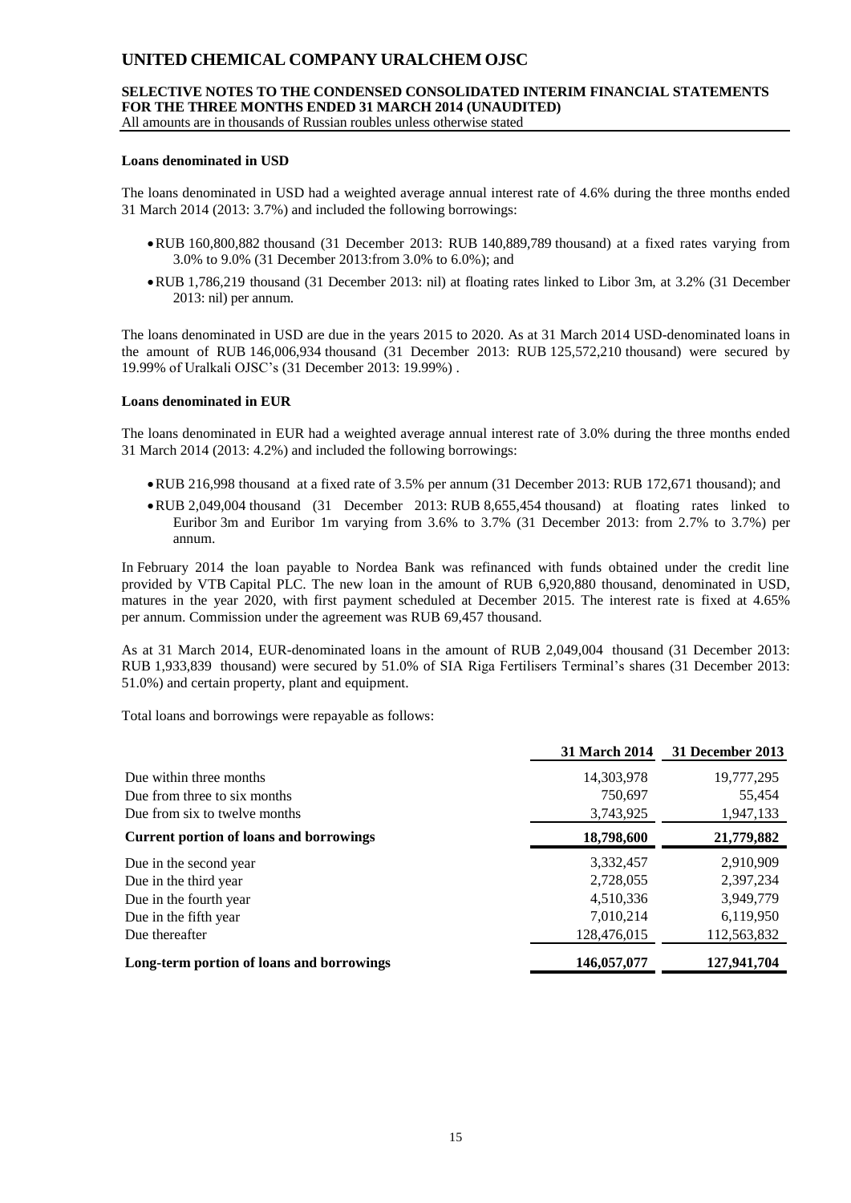**Loans denominated in USD**

The loans denominated in USD had a weighted average annual interest rate of 4.6% during the three months ended 31 March 2014 (2013: 3.7%) and included the following borrowings:

- RUB 160,800,882 thousand (31 December 2013: RUB 140,889,789 thousand) at a fixed rates varying from 3.0% to 9.0% (31 December 2013:from 3.0% to 6.0%); and
- RUB 1,786,219 thousand (31 December 2013: nil) at floating rates linked to Libor 3m, at 3.2% (31 December 2013: nil) per annum.

The loans denominated in USD are due in the years 2015 to 2020. As at 31 March 2014 USD-denominated loans in the amount of RUB 146,006,934 thousand (31 December 2013: RUB 125,572,210 thousand) were secured by 19.99% of Uralkali OJSC's (31 December 2013: 19.99%) .

**Loans denominated in EUR**

The loans denominated in EUR had a weighted average annual interest rate of 3.0% during the three months ended 31 March 2014 (2013: 4.2%) and included the following borrowings:

- RUB 216,998 thousand at a fixed rate of 3.5% per annum (31 December 2013: RUB 172,671 thousand); and
- RUB 2,049,004 thousand (31 December 2013: RUB 8,655,454 thousand) at floating rates linked to Euribor 3m and Euribor 1m varying from 3.6% to 3.7% (31 December 2013: from 2.7% to 3.7%) per annum.

In February 2014 the loan payable to Nordea Bank was refinanced with funds obtained under the credit line provided by VTB Capital PLC. The new loan in the amount of RUB 6,920,880 thousand, denominated in USD, matures in the year 2020, with first payment scheduled at December 2015. The interest rate is fixed at 4.65% per annum. Commission under the agreement was RUB 69,457 thousand.

As at 31 March 2014, EUR-denominated loans in the amount of RUB 2,049,004 thousand (31 December 2013: RUB 1,933,839 thousand) were secured by 51.0% of SIA Riga Fertilisers Terminal's shares (31 December 2013: 51.0%) and certain property, plant and equipment.

Total loans and borrowings were repayable as follows:

| | 31 March 2014 | 31 December 2013 |
|---|---|---|
| Due within three months | 14,303,978 | 19,777,295 |
| Due from three to six months | 750,697 | 55,454 |
| Due from six to twelve months | 3,743,925 | 1,947,133 |
| **Current portion of loans and borrowings** | **18,798,600** | **21,779,882** |
| Due in the second year | 3,332,457 | 2,910,909 |
| Due in the third year | 2,728,055 | 2,397,234 |
| Due in the fourth year | 4,510,336 | 3,949,779 |
| Due in the fifth year | 7,010,214 | 6,119,950 |
| Due thereafter | 128,476,015 | 112,563,832 |
| **Long-term portion of loans and borrowings** | **146,057,077** | **127,941,704** |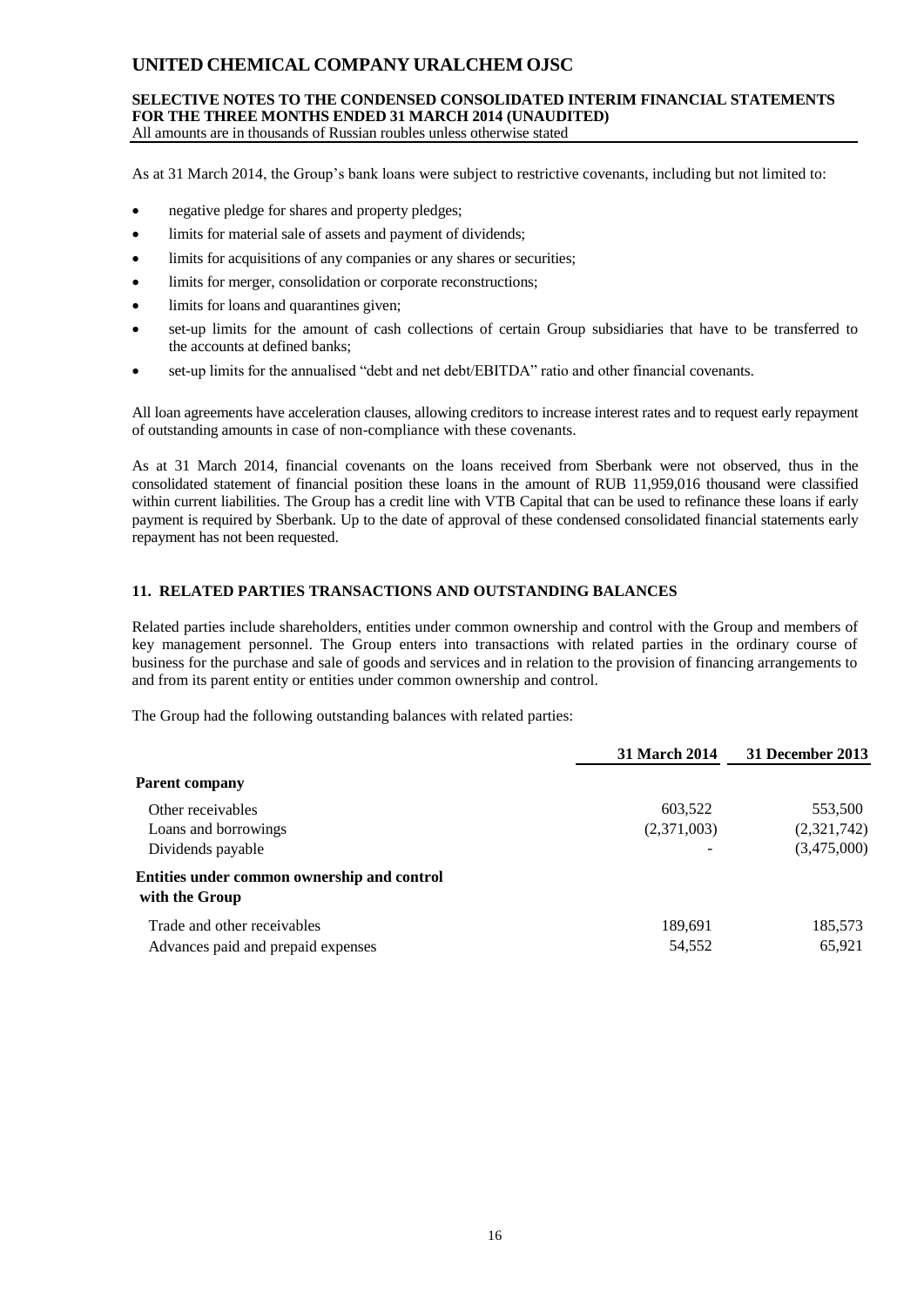As at 31 March 2014, the Group's bank loans were subject to restrictive covenants, including but not limited to:

- negative pledge for shares and property pledges;
- limits for material sale of assets and payment of dividends;
- limits for acquisitions of any companies or any shares or securities;
- limits for merger, consolidation or corporate reconstructions;
- limits for loans and quarantines given;
- set-up limits for the amount of cash collections of certain Group subsidiaries that have to be transferred to the accounts at defined banks;
- set-up limits for the annualised "debt and net debt/EBITDA" ratio and other financial covenants.

All loan agreements have acceleration clauses, allowing creditors to increase interest rates and to request early repayment of outstanding amounts in case of non-compliance with these covenants.

As at 31 March 2014, financial covenants on the loans received from Sberbank were not observed, thus in the consolidated statement of financial position these loans in the amount of RUB 11,959,016 thousand were classified within current liabilities. The Group has a credit line with VTB Capital that can be used to refinance these loans if early payment is required by Sberbank. Up to the date of approval of these condensed consolidated financial statements early repayment has not been requested.

## 11. RELATED PARTIES TRANSACTIONS AND OUTSTANDING BALANCES

Related parties include shareholders, entities under common ownership and control with the Group and members of key management personnel. The Group enters into transactions with related parties in the ordinary course of business for the purchase and sale of goods and services and in relation to the provision of financing arrangements to and from its parent entity or entities under common ownership and control.

The Group had the following outstanding balances with related parties:

| | 31 March 2014 | 31 December 2013 |
|---|---|---|
| **Parent company** | | |
| Other receivables | 603,522 | 553,500 |
| Loans and borrowings | (2,371,003) | (2,321,742) |
| Dividends payable | - | (3,475,000) |
| **Entities under common ownership and control with the Group** | | |
| Trade and other receivables | 189,691 | 185,573 |
| Advances paid and prepaid expenses | 54,552 | 65,921 |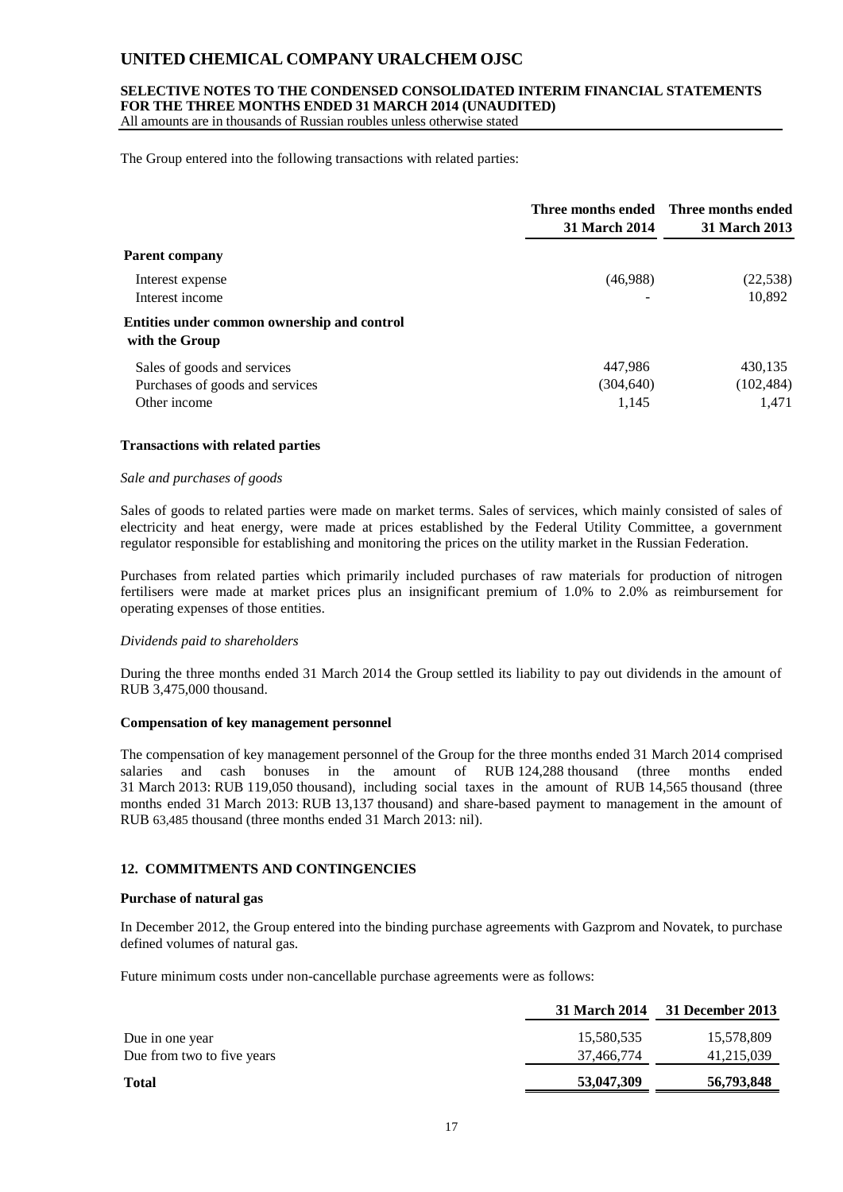The Group entered into the following transactions with related parties:

| | Three months ended 31 March 2014 | Three months ended 31 March 2013 |
|---|---|---|
| **Parent company** | | |
| Interest expense | (46,988) | (22,538) |
| Interest income | - | 10,892 |
| **Entities under common ownership and control with the Group** | | |
| Sales of goods and services | 447,986 | 430,135 |
| Purchases of goods and services | (304,640) | (102,484) |
| Other income | 1,145 | 1,471 |

**Transactions with related parties**

*Sale and purchases of goods*

Sales of goods to related parties were made on market terms. Sales of services, which mainly consisted of sales of electricity and heat energy, were made at prices established by the Federal Utility Committee, a government regulator responsible for establishing and monitoring the prices on the utility market in the Russian Federation.

Purchases from related parties which primarily included purchases of raw materials for production of nitrogen fertilisers were made at market prices plus an insignificant premium of 1.0% to 2.0% as reimbursement for operating expenses of those entities.

*Dividends paid to shareholders*

During the three months ended 31 March 2014 the Group settled its liability to pay out dividends in the amount of RUB 3,475,000 thousand.

**Compensation of key management personnel**

The compensation of key management personnel of the Group for the three months ended 31 March 2014 comprised salaries and cash bonuses in the amount of RUB 124,288 thousand (three months ended 31 March 2013: RUB 119,050 thousand), including social taxes in the amount of RUB 14,565 thousand (three months ended 31 March 2013: RUB 13,137 thousand) and share-based payment to management in the amount of RUB 63,485 thousand (three months ended 31 March 2013: nil).

## 12. COMMITMENTS AND CONTINGENCIES

**Purchase of natural gas**

In December 2012, the Group entered into the binding purchase agreements with Gazprom and Novatek, to purchase defined volumes of natural gas.

Future minimum costs under non-cancellable purchase agreements were as follows:

| | 31 March 2014 | 31 December 2013 |
|---|---|---|
| Due in one year | 15,580,535 | 15,578,809 |
| Due from two to five years | 37,466,774 | 41,215,039 |
| **Total** | **53,047,309** | **56,793,848** |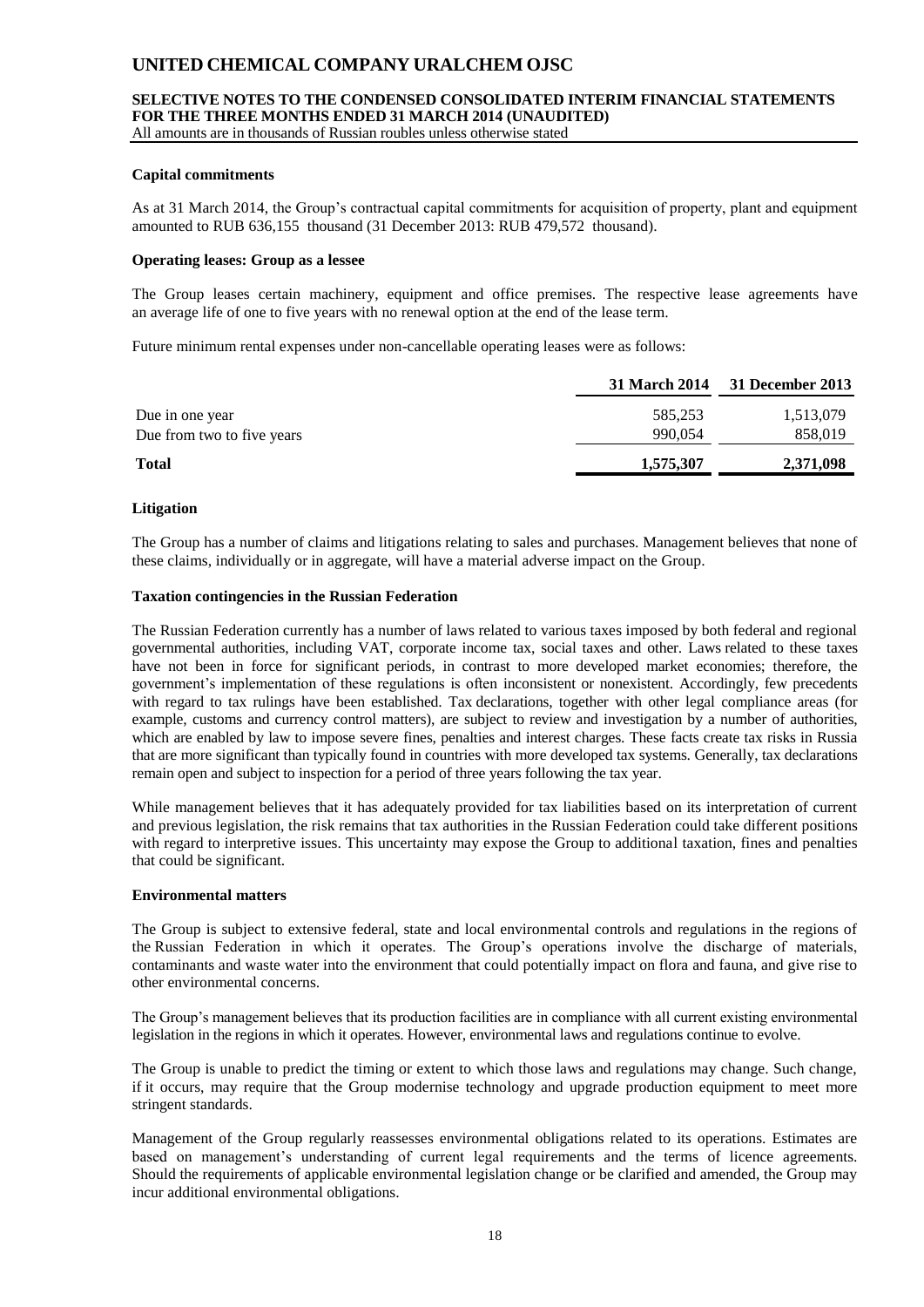### Capital commitments

As at 31 March 2014, the Group's contractual capital commitments for acquisition of property, plant and equipment amounted to RUB 636,155 thousand (31 December 2013: RUB 479,572 thousand).

### Operating leases: Group as a lessee

The Group leases certain machinery, equipment and office premises. The respective lease agreements have an average life of one to five years with no renewal option at the end of the lease term.

Future minimum rental expenses under non-cancellable operating leases were as follows:

| | 31 March 2014 | 31 December 2013 |
|---|---|---|
| Due in one year | 585,253 | 1,513,079 |
| Due from two to five years | 990,054 | 858,019 |
| **Total** | **1,575,307** | **2,371,098** |

### Litigation

The Group has a number of claims and litigations relating to sales and purchases. Management believes that none of these claims, individually or in aggregate, will have a material adverse impact on the Group.

### Taxation contingencies in the Russian Federation

The Russian Federation currently has a number of laws related to various taxes imposed by both federal and regional governmental authorities, including VAT, corporate income tax, social taxes and other. Laws related to these taxes have not been in force for significant periods, in contrast to more developed market economies; therefore, the government's implementation of these regulations is often inconsistent or nonexistent. Accordingly, few precedents with regard to tax rulings have been established. Tax declarations, together with other legal compliance areas (for example, customs and currency control matters), are subject to review and investigation by a number of authorities, which are enabled by law to impose severe fines, penalties and interest charges. These facts create tax risks in Russia that are more significant than typically found in countries with more developed tax systems. Generally, tax declarations remain open and subject to inspection for a period of three years following the tax year.

While management believes that it has adequately provided for tax liabilities based on its interpretation of current and previous legislation, the risk remains that tax authorities in the Russian Federation could take different positions with regard to interpretive issues. This uncertainty may expose the Group to additional taxation, fines and penalties that could be significant.

### Environmental matters

The Group is subject to extensive federal, state and local environmental controls and regulations in the regions of the Russian Federation in which it operates. The Group's operations involve the discharge of materials, contaminants and waste water into the environment that could potentially impact on flora and fauna, and give rise to other environmental concerns.

The Group's management believes that its production facilities are in compliance with all current existing environmental legislation in the regions in which it operates. However, environmental laws and regulations continue to evolve.

The Group is unable to predict the timing or extent to which those laws and regulations may change. Such change, if it occurs, may require that the Group modernise technology and upgrade production equipment to meet more stringent standards.

Management of the Group regularly reassesses environmental obligations related to its operations. Estimates are based on management's understanding of current legal requirements and the terms of licence agreements. Should the requirements of applicable environmental legislation change or be clarified and amended, the Group may incur additional environmental obligations.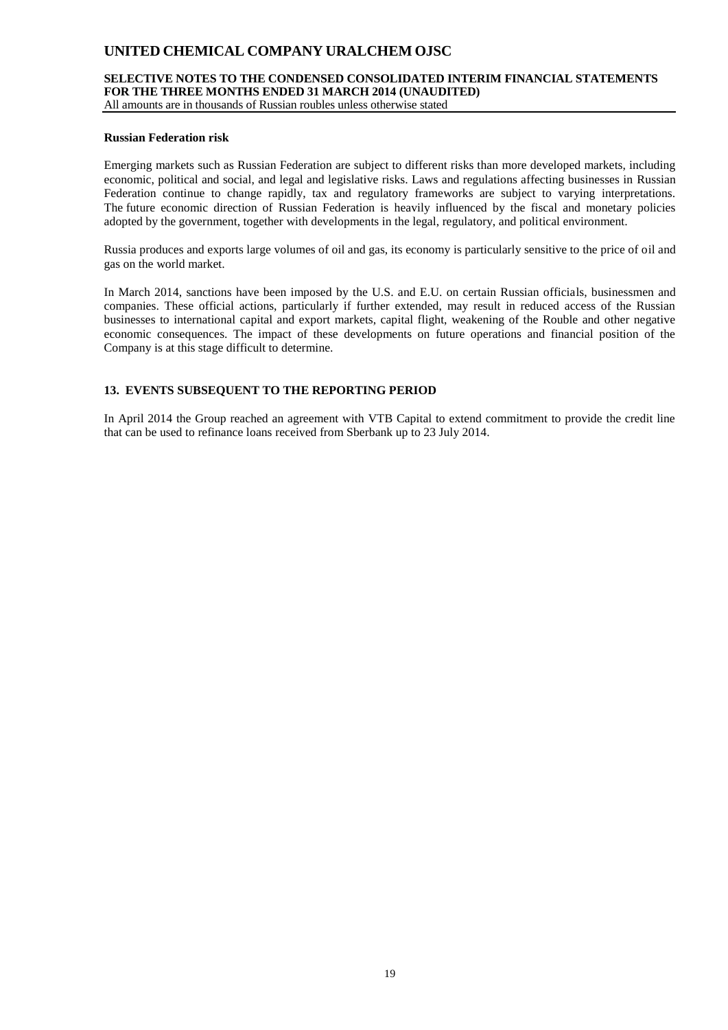**Russian Federation risk**

Emerging markets such as Russian Federation are subject to different risks than more developed markets, including economic, political and social, and legal and legislative risks. Laws and regulations affecting businesses in Russian Federation continue to change rapidly, tax and regulatory frameworks are subject to varying interpretations. The future economic direction of Russian Federation is heavily influenced by the fiscal and monetary policies adopted by the government, together with developments in the legal, regulatory, and political environment.

Russia produces and exports large volumes of oil and gas, its economy is particularly sensitive to the price of oil and gas on the world market.

In March 2014, sanctions have been imposed by the U.S. and E.U. on certain Russian officials, businessmen and companies. These official actions, particularly if further extended, may result in reduced access of the Russian businesses to international capital and export markets, capital flight, weakening of the Rouble and other negative economic consequences. The impact of these developments on future operations and financial position of the Company is at this stage difficult to determine.

## 13. EVENTS SUBSEQUENT TO THE REPORTING PERIOD

In April 2014 the Group reached an agreement with VTB Capital to extend commitment to provide the credit line that can be used to refinance loans received from Sberbank up to 23 July 2014.